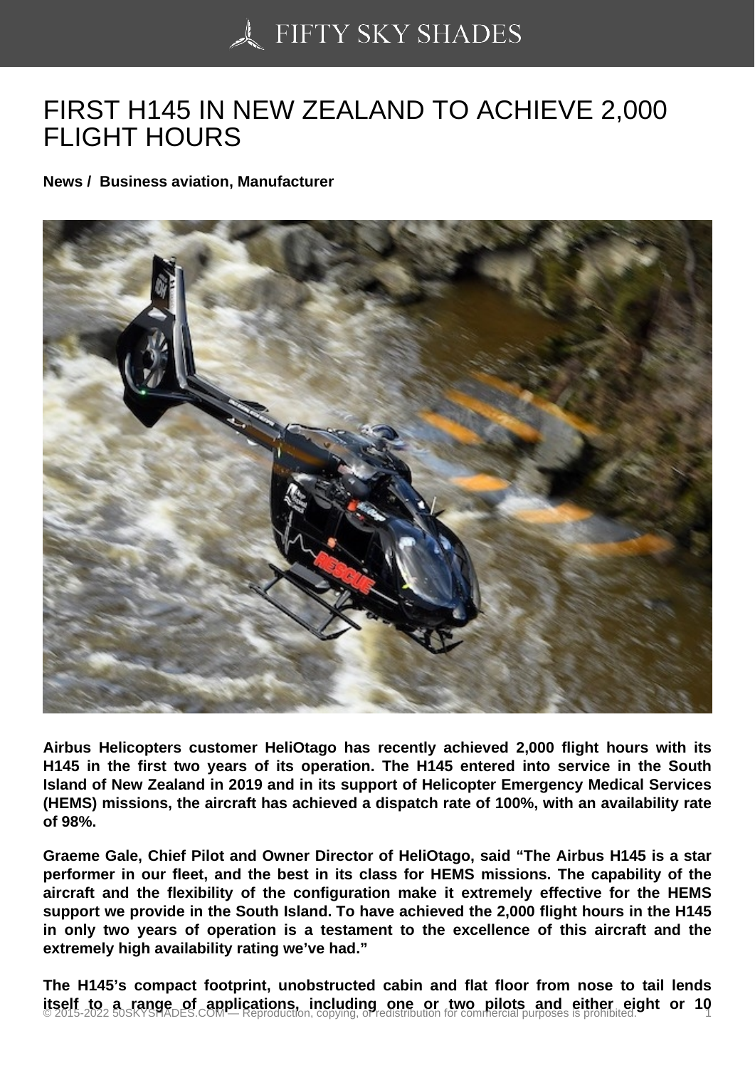# FIRST H145 IN NEW ZEALAND TO ACHIEVE 2,000 FLIGHT HOURS

**News / Business aviation, Manufacturer**

**Airbus Helicopters customer HeliOtago has recently achieved 2,000 flight hours with its H145 in the first two years of its operation. The H145 entered into service in the South Island of New Zealand in 2019 and in its support of Helicopter Emergency Medical Services (HEMS) missions, the aircraft has achieved a dispatch rate of 100%, with an availability rate of 98%.**

**Graeme Gale, Chief Pilot and Owner Director of HeliOtago, said "The Airbus H145 is a star performer in our fleet, and the best in its class for HEMS missions. The capability of the aircraft and the flexibility of the configuration make it extremely effective for the HEMS support we provide in the South Island. To have achieved the 2,000 flight hours in the H145 in only two years of operation is a testament to the excellence of this aircraft and the extremely high availability rating we've had."**

**The H145's compact footprint, unobstructed cabin and flat floor from nose to tail lends itself to a range of applications, including one or two pilots and either eight or 10**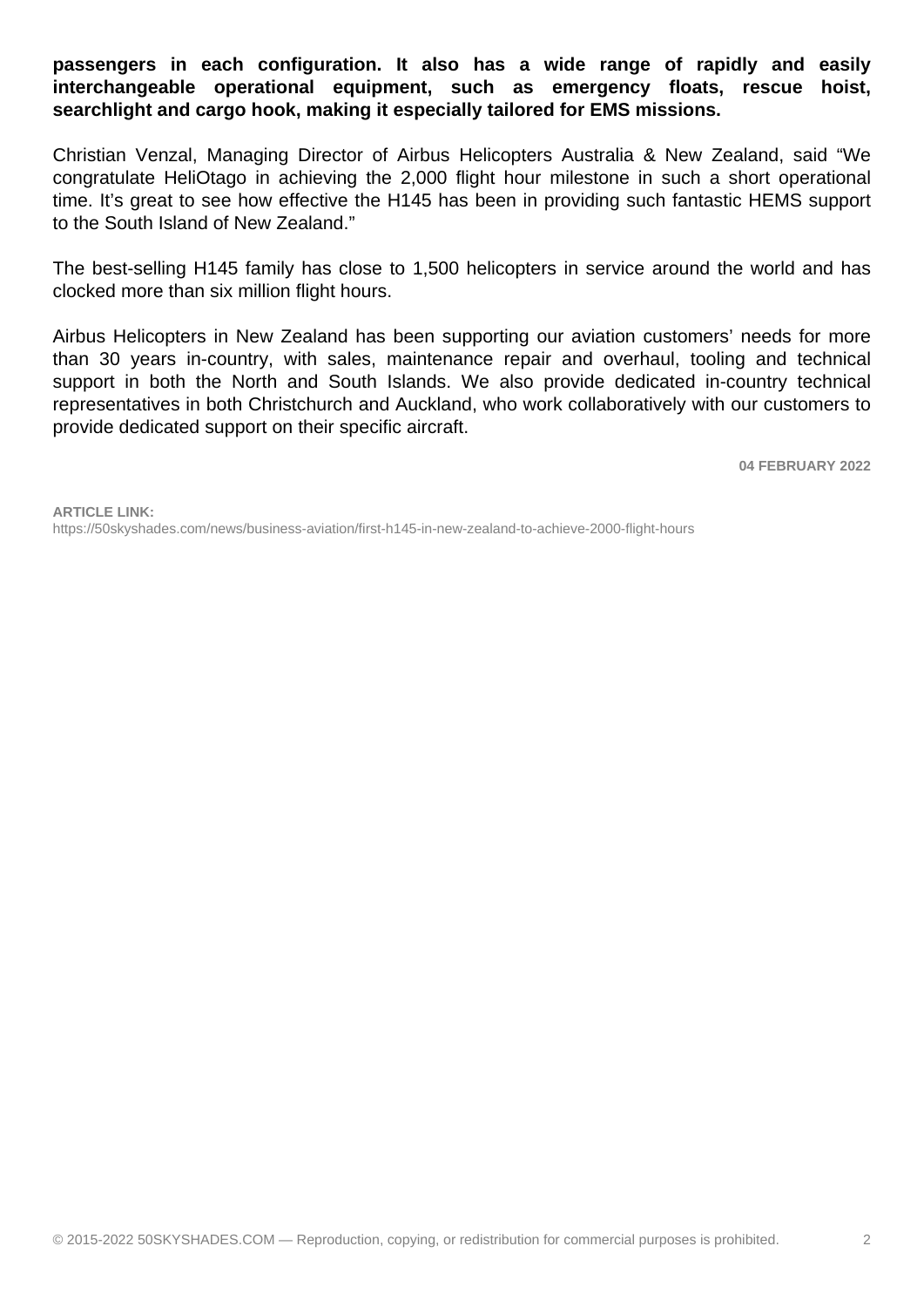**passengers in each configuration. It also has a wide range of rapidly and easily interchangeable operational equipment, such as emergency floats, rescue hoist, searchlight and cargo hook, making it especially tailored for EMS missions.**

Christian Venzal, Managing Director of Airbus Helicopters Australia & New Zealand, said "We congratulate HeliOtago in achieving the 2,000 flight hour milestone in such a short operational time. It's great to see how effective the H145 has been in providing such fantastic HEMS support to the South Island of New Zealand."

The best-selling H145 family has close to 1,500 helicopters in service around the world and has clocked more than six million flight hours.

Airbus Helicopters in New Zealand has been supporting our aviation customers' needs for more than 30 years in-country, with sales, maintenance repair and overhaul, tooling and technical support in both the North and South Islands. We also provide dedicated in-country technical representatives in both Christchurch and Auckland, who work collaboratively with our customers to provide dedicated support on their specific aircraft.

**04 FEBRUARY 2022**

**ARTICLE LINK:**
https://50skyshades.com/news/business-aviation/first-h145-in-new-zealand-to-achieve-2000-flight-hours

© 2015-2022 50SKYSHADES.COM — Reproduction, copying, or redistribution for commercial purposes is prohibited.